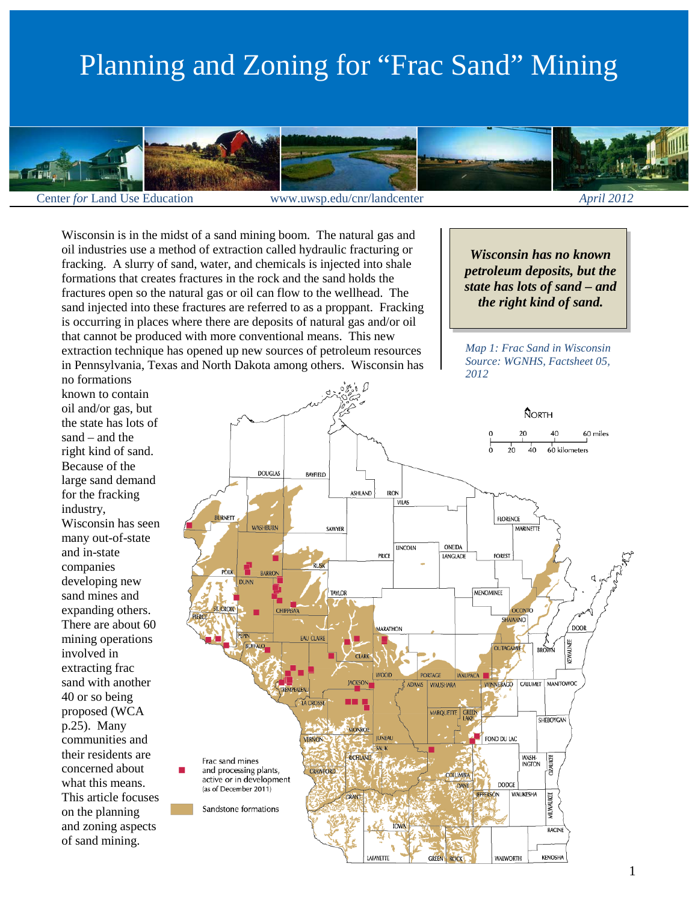# Planning and Zoning for "Frac Sand" Mining

Center *for* Land Use Education www.uwsp.edu/cnr/landcenter *April 2012*

Wisconsin is in the midst of a sand mining boom. The natural gas and oil industries use a method of extraction called hydraulic fracturing or fracking. A slurry of sand, water, and chemicals is injected into shale formations that creates fractures in the rock and the sand holds the fractures open so the natural gas or oil can flow to the wellhead. The sand injected into these fractures are referred to as a proppant. Fracking is occurring in places where there are deposits of natural gas and/or oil that cannot be produced with more conventional means. This new extraction technique has opened up new sources of petroleum resources in Pennsylvania, Texas and North Dakota among others. Wisconsin has no formations known to contain oil and/or gas, but the state has lots of sand – and the right kind of sand. Because of the large sand demand for the fracking industry, Wisconsin has seen many out-of-state and in-state companies developing new sand mines and expanding others. There are about 60 mining operations involved in extracting frac sand with another 40 or so being proposed (WCA p.25). Many communities and their residents are concerned about what this means. This article focuses on the planning and zoning aspects of sand mining.

***Wisconsin has no known petroleum deposits, but the state has lots of sand – and the right kind of sand.***

*Map 1: Frac Sand in Wisconsin*
*Source: WGNHS, Factsheet 05, 2012*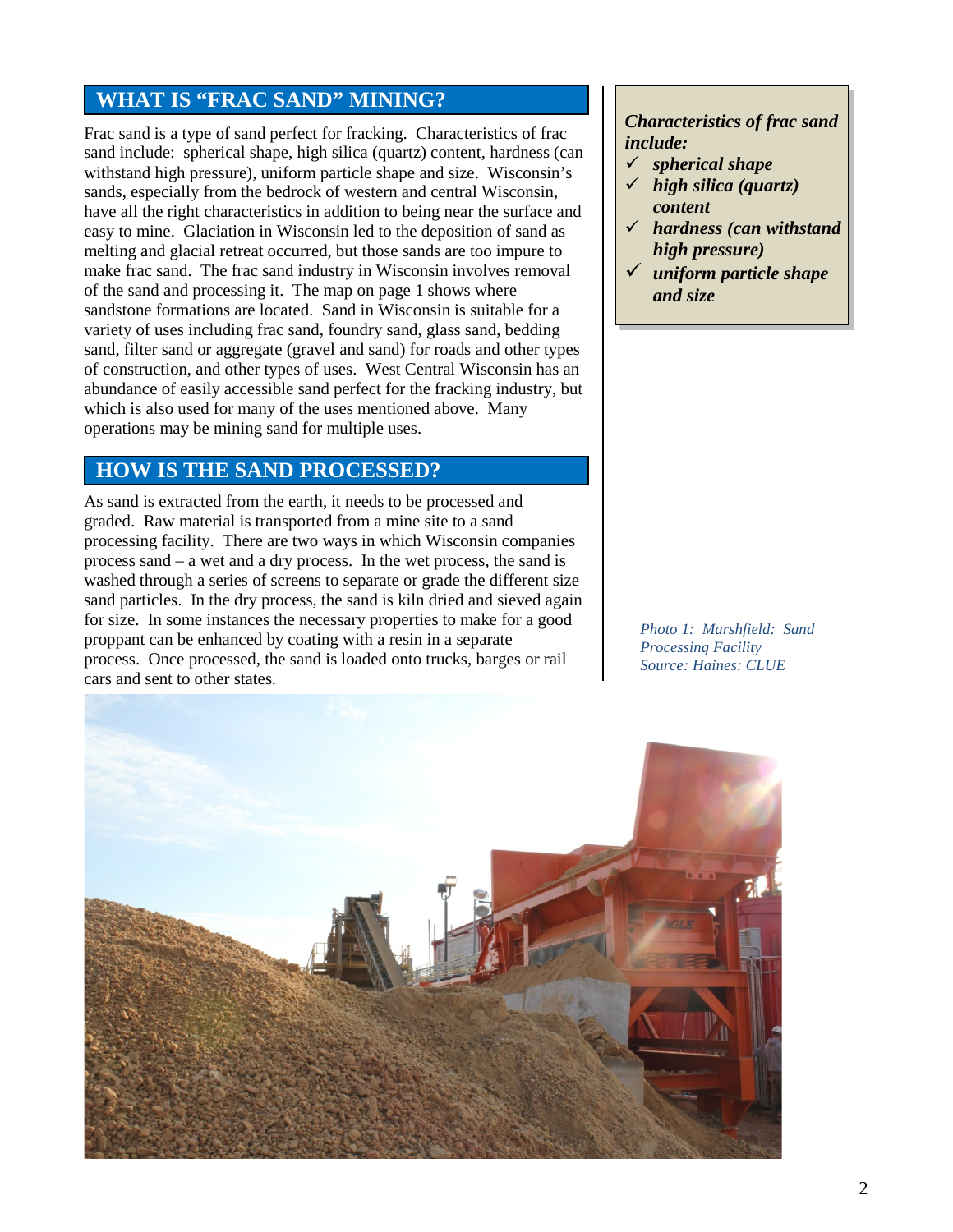## WHAT IS "FRAC SAND" MINING?

Frac sand is a type of sand perfect for fracking. Characteristics of frac sand include: spherical shape, high silica (quartz) content, hardness (can withstand high pressure), uniform particle shape and size. Wisconsin's sands, especially from the bedrock of western and central Wisconsin, have all the right characteristics in addition to being near the surface and easy to mine. Glaciation in Wisconsin led to the deposition of sand as melting and glacial retreat occurred, but those sands are too impure to make frac sand. The frac sand industry in Wisconsin involves removal of the sand and processing it. The map on page 1 shows where sandstone formations are located. Sand in Wisconsin is suitable for a variety of uses including frac sand, foundry sand, glass sand, bedding sand, filter sand or aggregate (gravel and sand) for roads and other types of construction, and other types of uses. West Central Wisconsin has an abundance of easily accessible sand perfect for the fracking industry, but which is also used for many of the uses mentioned above. Many operations may be mining sand for multiple uses.

***Characteristics of frac sand include:***

- ✓ ***spherical shape***
- ✓ ***high silica (quartz) content***
- ✓ ***hardness (can withstand high pressure)***
- ✓ ***uniform particle shape and size***

## HOW IS THE SAND PROCESSED?

As sand is extracted from the earth, it needs to be processed and graded. Raw material is transported from a mine site to a sand processing facility. There are two ways in which Wisconsin companies process sand – a wet and a dry process. In the wet process, the sand is washed through a series of screens to separate or grade the different size sand particles. In the dry process, the sand is kiln dried and sieved again for size. In some instances the necessary properties to make for a good proppant can be enhanced by coating with a resin in a separate process. Once processed, the sand is loaded onto trucks, barges or rail cars and sent to other states.

*Photo 1: Marshfield: Sand Processing Facility*
*Source: Haines: CLUE*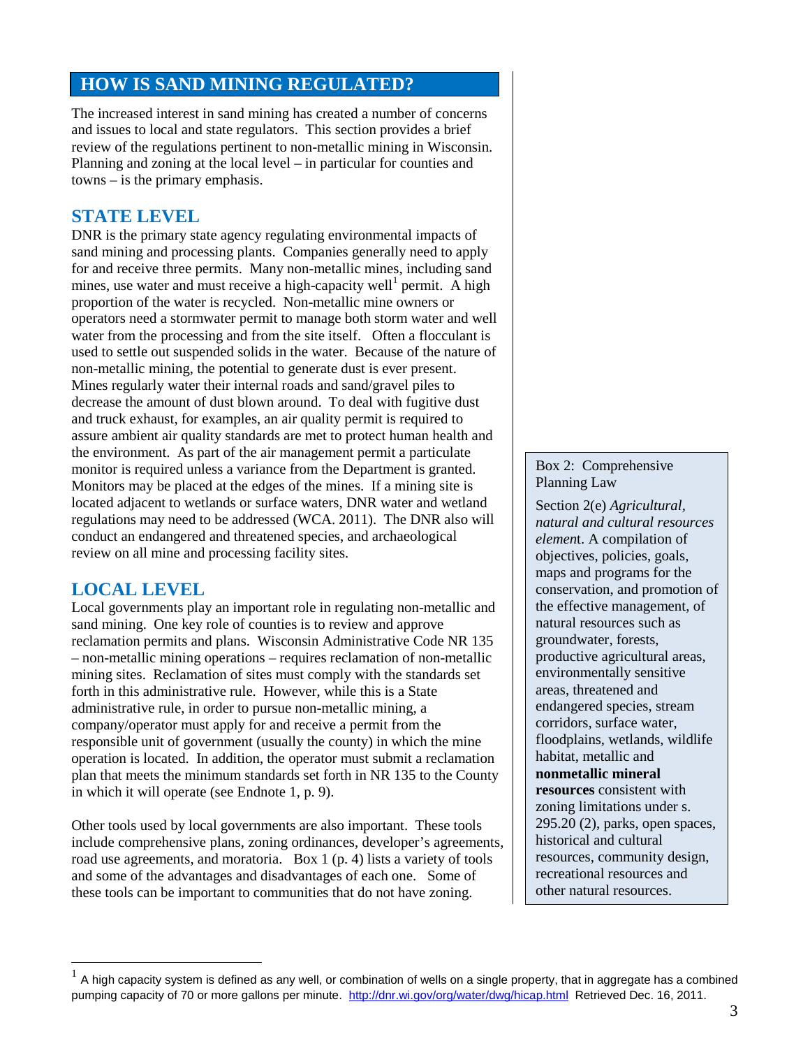## HOW IS SAND MINING REGULATED?

The increased interest in sand mining has created a number of concerns and issues to local and state regulators. This section provides a brief review of the regulations pertinent to non-metallic mining in Wisconsin. Planning and zoning at the local level – in particular for counties and towns – is the primary emphasis.

### STATE LEVEL

DNR is the primary state agency regulating environmental impacts of sand mining and processing plants. Companies generally need to apply for and receive three permits. Many non-metallic mines, including sand mines, use water and must receive a high-capacity well[1] permit. A high proportion of the water is recycled. Non-metallic mine owners or operators need a stormwater permit to manage both storm water and well water from the processing and from the site itself. Often a flocculant is used to settle out suspended solids in the water. Because of the nature of non-metallic mining, the potential to generate dust is ever present. Mines regularly water their internal roads and sand/gravel piles to decrease the amount of dust blown around. To deal with fugitive dust and truck exhaust, for examples, an air quality permit is required to assure ambient air quality standards are met to protect human health and the environment. As part of the air management permit a particulate monitor is required unless a variance from the Department is granted. Monitors may be placed at the edges of the mines. If a mining site is located adjacent to wetlands or surface waters, DNR water and wetland regulations may need to be addressed (WCA. 2011). The DNR also will conduct an endangered and threatened species, and archaeological review on all mine and processing facility sites.

### LOCAL LEVEL

Local governments play an important role in regulating non-metallic and sand mining. One key role of counties is to review and approve reclamation permits and plans. Wisconsin Administrative Code NR 135 – non-metallic mining operations – requires reclamation of non-metallic mining sites. Reclamation of sites must comply with the standards set forth in this administrative rule. However, while this is a State administrative rule, in order to pursue non-metallic mining, a company/operator must apply for and receive a permit from the responsible unit of government (usually the county) in which the mine operation is located. In addition, the operator must submit a reclamation plan that meets the minimum standards set forth in NR 135 to the County in which it will operate (see Endnote 1, p. 9).

Other tools used by local governments are also important. These tools include comprehensive plans, zoning ordinances, developer's agreements, road use agreements, and moratoria. Box 1 (p. 4) lists a variety of tools and some of the advantages and disadvantages of each one. Some of these tools can be important to communities that do not have zoning.

> **Box 2: Comprehensive Planning Law**
>
> Section 2(e) *Agricultural, natural and cultural resources element*. A compilation of objectives, policies, goals, maps and programs for the conservation, and promotion of the effective management, of natural resources such as groundwater, forests, productive agricultural areas, environmentally sensitive areas, threatened and endangered species, stream corridors, surface water, floodplains, wetlands, wildlife habitat, metallic and **nonmetallic mineral resources** consistent with zoning limitations under s. 295.20 (2), parks, open spaces, historical and cultural resources, community design, recreational resources and other natural resources.

---

[1] A high capacity system is defined as any well, or combination of wells on a single property, that in aggregate has a combined pumping capacity of 70 or more gallons per minute. http://dnr.wi.gov/org/water/dwg/hicap.html Retrieved Dec. 16, 2011.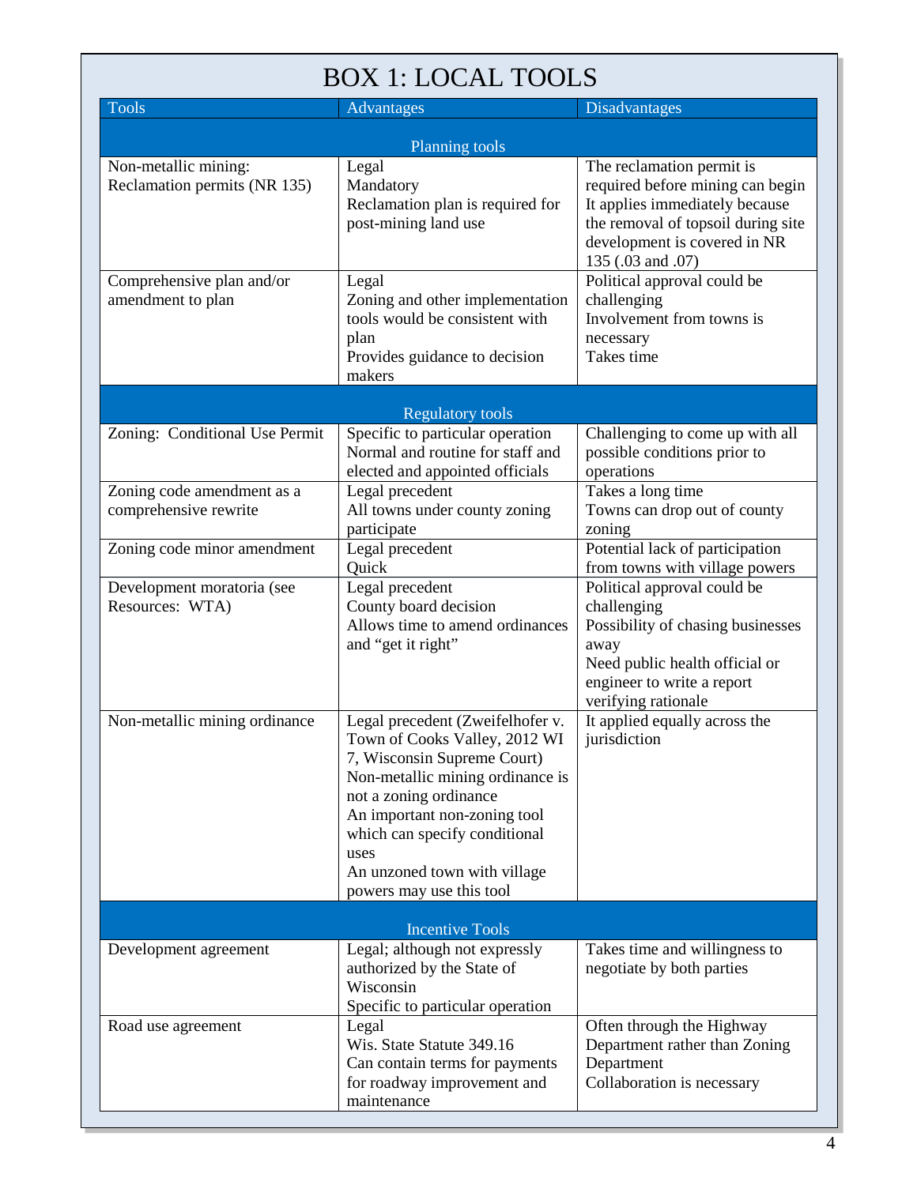# BOX 1: LOCAL TOOLS

| Tools | Advantages | Disadvantages |
|---|---|---|
| **Planning tools** | | |
| Non-metallic mining: Reclamation permits (NR 135) | Legal<br>Mandatory<br>Reclamation plan is required for post-mining land use | The reclamation permit is required before mining can begin<br>It applies immediately because the removal of topsoil during site development is covered in NR 135 (.03 and .07) |
| Comprehensive plan and/or amendment to plan | Legal<br>Zoning and other implementation tools would be consistent with plan<br>Provides guidance to decision makers | Political approval could be challenging<br>Involvement from towns is necessary<br>Takes time |
| **Regulatory tools** | | |
| Zoning: Conditional Use Permit | Specific to particular operation<br>Normal and routine for staff and elected and appointed officials | Challenging to come up with all possible conditions prior to operations |
| Zoning code amendment as a comprehensive rewrite | Legal precedent<br>All towns under county zoning participate | Takes a long time<br>Towns can drop out of county zoning |
| Zoning code minor amendment | Legal precedent<br>Quick | Potential lack of participation from towns with village powers |
| Development moratoria (see Resources: WTA) | Legal precedent<br>County board decision<br>Allows time to amend ordinances and "get it right" | Political approval could be challenging<br>Possibility of chasing businesses away<br>Need public health official or engineer to write a report verifying rationale |
| Non-metallic mining ordinance | Legal precedent (Zweifelhofer v. Town of Cooks Valley, 2012 WI 7, Wisconsin Supreme Court)<br>Non-metallic mining ordinance is not a zoning ordinance<br>An important non-zoning tool which can specify conditional uses<br>An unzoned town with village powers may use this tool | It applied equally across the jurisdiction |
| **Incentive Tools** | | |
| Development agreement | Legal; although not expressly authorized by the State of Wisconsin<br>Specific to particular operation | Takes time and willingness to negotiate by both parties |
| Road use agreement | Legal<br>Wis. State Statute 349.16<br>Can contain terms for payments for roadway improvement and maintenance | Often through the Highway Department rather than Zoning Department<br>Collaboration is necessary |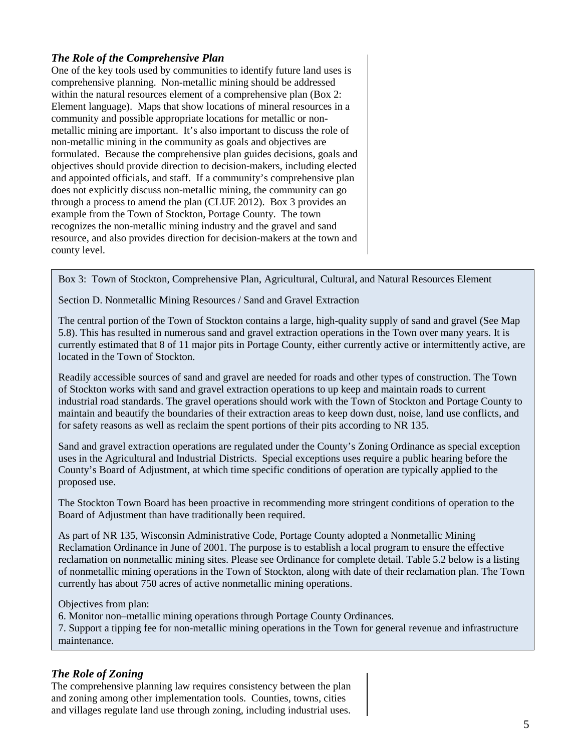### *The Role of the Comprehensive Plan*

One of the key tools used by communities to identify future land uses is comprehensive planning. Non-metallic mining should be addressed within the natural resources element of a comprehensive plan (Box 2: Element language). Maps that show locations of mineral resources in a community and possible appropriate locations for metallic or non-metallic mining are important. It's also important to discuss the role of non-metallic mining in the community as goals and objectives are formulated. Because the comprehensive plan guides decisions, goals and objectives should provide direction to decision-makers, including elected and appointed officials, and staff. If a community's comprehensive plan does not explicitly discuss non-metallic mining, the community can go through a process to amend the plan (CLUE 2012). Box 3 provides an example from the Town of Stockton, Portage County. The town recognizes the non-metallic mining industry and the gravel and sand resource, and also provides direction for decision-makers at the town and county level.

> Box 3: Town of Stockton, Comprehensive Plan, Agricultural, Cultural, and Natural Resources Element
>
> Section D. Nonmetallic Mining Resources / Sand and Gravel Extraction
>
> The central portion of the Town of Stockton contains a large, high-quality supply of sand and gravel (See Map 5.8). This has resulted in numerous sand and gravel extraction operations in the Town over many years. It is currently estimated that 8 of 11 major pits in Portage County, either currently active or intermittently active, are located in the Town of Stockton.
>
> Readily accessible sources of sand and gravel are needed for roads and other types of construction. The Town of Stockton works with sand and gravel extraction operations to up keep and maintain roads to current industrial road standards. The gravel operations should work with the Town of Stockton and Portage County to maintain and beautify the boundaries of their extraction areas to keep down dust, noise, land use conflicts, and for safety reasons as well as reclaim the spent portions of their pits according to NR 135.
>
> Sand and gravel extraction operations are regulated under the County's Zoning Ordinance as special exception uses in the Agricultural and Industrial Districts. Special exceptions uses require a public hearing before the County's Board of Adjustment, at which time specific conditions of operation are typically applied to the proposed use.
>
> The Stockton Town Board has been proactive in recommending more stringent conditions of operation to the Board of Adjustment than have traditionally been required.
>
> As part of NR 135, Wisconsin Administrative Code, Portage County adopted a Nonmetallic Mining Reclamation Ordinance in June of 2001. The purpose is to establish a local program to ensure the effective reclamation on nonmetallic mining sites. Please see Ordinance for complete detail. Table 5.2 below is a listing of nonmetallic mining operations in the Town of Stockton, along with date of their reclamation plan. The Town currently has about 750 acres of active nonmetallic mining operations.
>
> Objectives from plan:
> 6. Monitor non–metallic mining operations through Portage County Ordinances.
> 7. Support a tipping fee for non-metallic mining operations in the Town for general revenue and infrastructure maintenance.

### *The Role of Zoning*

The comprehensive planning law requires consistency between the plan and zoning among other implementation tools. Counties, towns, cities and villages regulate land use through zoning, including industrial uses.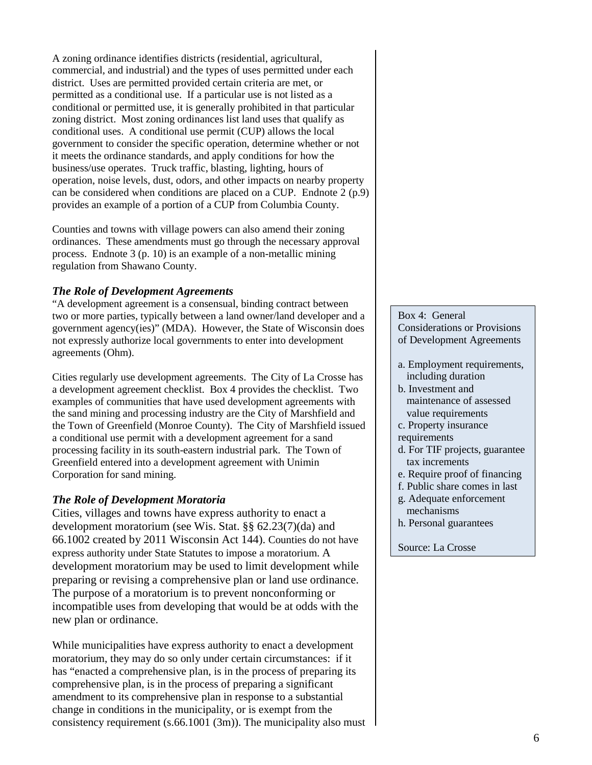A zoning ordinance identifies districts (residential, agricultural, commercial, and industrial) and the types of uses permitted under each district. Uses are permitted provided certain criteria are met, or permitted as a conditional use. If a particular use is not listed as a conditional or permitted use, it is generally prohibited in that particular zoning district. Most zoning ordinances list land uses that qualify as conditional uses. A conditional use permit (CUP) allows the local government to consider the specific operation, determine whether or not it meets the ordinance standards, and apply conditions for how the business/use operates. Truck traffic, blasting, lighting, hours of operation, noise levels, dust, odors, and other impacts on nearby property can be considered when conditions are placed on a CUP. Endnote 2 (p.9) provides an example of a portion of a CUP from Columbia County.

Counties and towns with village powers can also amend their zoning ordinances. These amendments must go through the necessary approval process. Endnote 3 (p. 10) is an example of a non-metallic mining regulation from Shawano County.

### *The Role of Development Agreements*

"A development agreement is a consensual, binding contract between two or more parties, typically between a land owner/land developer and a government agency(ies)" (MDA). However, the State of Wisconsin does not expressly authorize local governments to enter into development agreements (Ohm).

Cities regularly use development agreements. The City of La Crosse has a development agreement checklist. Box 4 provides the checklist. Two examples of communities that have used development agreements with the sand mining and processing industry are the City of Marshfield and the Town of Greenfield (Monroe County). The City of Marshfield issued a conditional use permit with a development agreement for a sand processing facility in its south-eastern industrial park. The Town of Greenfield entered into a development agreement with Unimin Corporation for sand mining.

> Box 4: General Considerations or Provisions of Development Agreements
>
> a. Employment requirements, including duration
> b. Investment and maintenance of assessed value requirements
> c. Property insurance requirements
> d. For TIF projects, guarantee tax increments
> e. Require proof of financing
> f. Public share comes in last
> g. Adequate enforcement mechanisms
> h. Personal guarantees
>
> Source: La Crosse

### *The Role of Development Moratoria*

Cities, villages and towns have express authority to enact a development moratorium (see Wis. Stat. §§ 62.23(7)(da) and 66.1002 created by 2011 Wisconsin Act 144). Counties do not have express authority under State Statutes to impose a moratorium. A development moratorium may be used to limit development while preparing or revising a comprehensive plan or land use ordinance. The purpose of a moratorium is to prevent nonconforming or incompatible uses from developing that would be at odds with the new plan or ordinance.

While municipalities have express authority to enact a development moratorium, they may do so only under certain circumstances: if it has "enacted a comprehensive plan, is in the process of preparing its comprehensive plan, is in the process of preparing a significant amendment to its comprehensive plan in response to a substantial change in conditions in the municipality, or is exempt from the consistency requirement (s.66.1001 (3m)). The municipality also must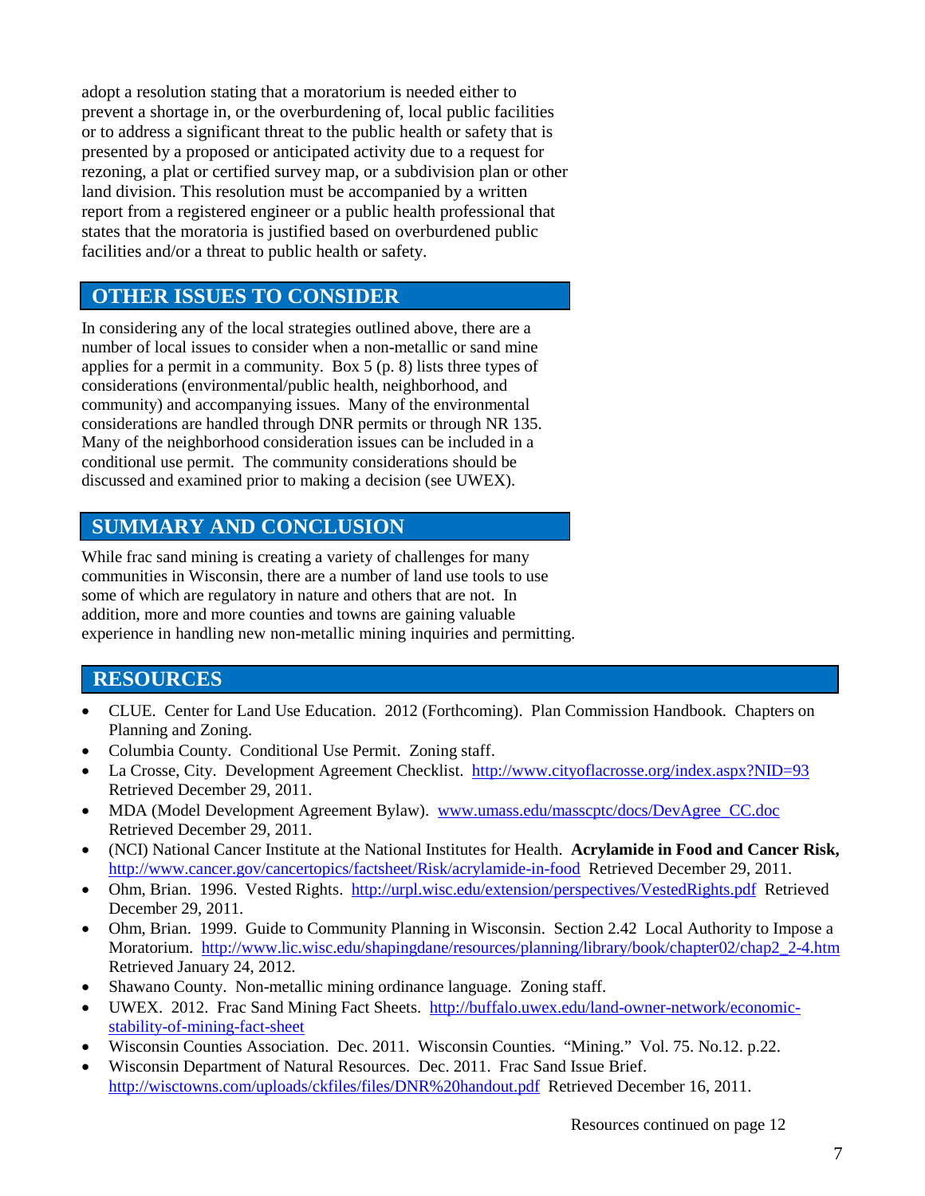adopt a resolution stating that a moratorium is needed either to prevent a shortage in, or the overburdening of, local public facilities or to address a significant threat to the public health or safety that is presented by a proposed or anticipated activity due to a request for rezoning, a plat or certified survey map, or a subdivision plan or other land division. This resolution must be accompanied by a written report from a registered engineer or a public health professional that states that the moratoria is justified based on overburdened public facilities and/or a threat to public health or safety.

## OTHER ISSUES TO CONSIDER

In considering any of the local strategies outlined above, there are a number of local issues to consider when a non-metallic or sand mine applies for a permit in a community. Box 5 (p. 8) lists three types of considerations (environmental/public health, neighborhood, and community) and accompanying issues. Many of the environmental considerations are handled through DNR permits or through NR 135. Many of the neighborhood consideration issues can be included in a conditional use permit. The community considerations should be discussed and examined prior to making a decision (see UWEX).

## SUMMARY AND CONCLUSION

While frac sand mining is creating a variety of challenges for many communities in Wisconsin, there are a number of land use tools to use some of which are regulatory in nature and others that are not. In addition, more and more counties and towns are gaining valuable experience in handling new non-metallic mining inquiries and permitting.

## RESOURCES

- CLUE. Center for Land Use Education. 2012 (Forthcoming). Plan Commission Handbook. Chapters on Planning and Zoning.
- Columbia County. Conditional Use Permit. Zoning staff.
- La Crosse, City. Development Agreement Checklist. http://www.cityoflacrosse.org/index.aspx?NID=93 Retrieved December 29, 2011.
- MDA (Model Development Agreement Bylaw). www.umass.edu/masscptc/docs/DevAgree_CC.doc Retrieved December 29, 2011.
- (NCI) National Cancer Institute at the National Institutes for Health. **Acrylamide in Food and Cancer Risk,** http://www.cancer.gov/cancertopics/factsheet/Risk/acrylamide-in-food Retrieved December 29, 2011.
- Ohm, Brian. 1996. Vested Rights. http://urpl.wisc.edu/extension/perspectives/VestedRights.pdf Retrieved December 29, 2011.
- Ohm, Brian. 1999. Guide to Community Planning in Wisconsin. Section 2.42 Local Authority to Impose a Moratorium. http://www.lic.wisc.edu/shapingdane/resources/planning/library/book/chapter02/chap2_2-4.htm Retrieved January 24, 2012.
- Shawano County. Non-metallic mining ordinance language. Zoning staff.
- UWEX. 2012. Frac Sand Mining Fact Sheets. http://buffalo.uwex.edu/land-owner-network/economic-stability-of-mining-fact-sheet
- Wisconsin Counties Association. Dec. 2011. Wisconsin Counties. "Mining." Vol. 75. No.12. p.22.
- Wisconsin Department of Natural Resources. Dec. 2011. Frac Sand Issue Brief. http://wisctowns.com/uploads/ckfiles/files/DNR%20handout.pdf Retrieved December 16, 2011.

Resources continued on page 12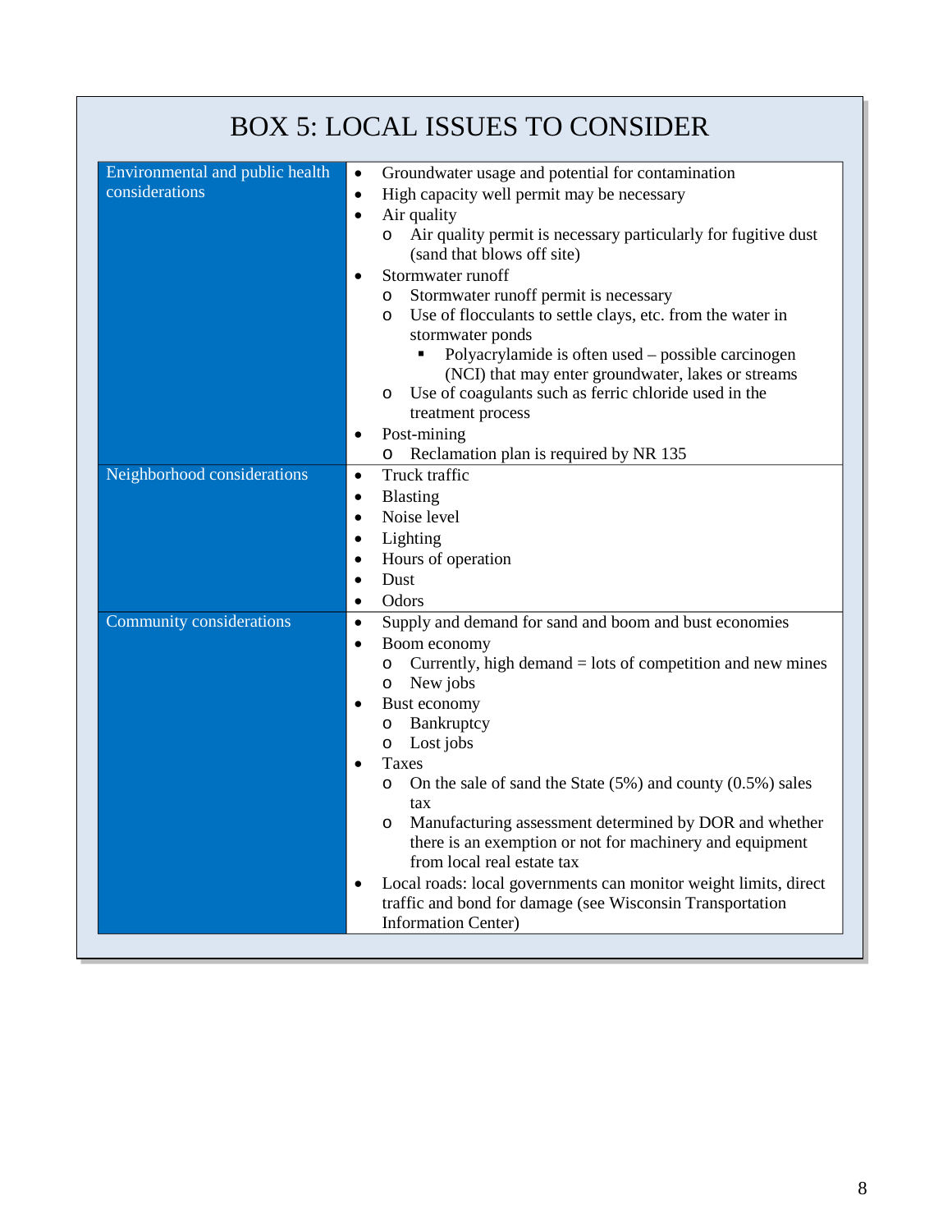# BOX 5: LOCAL ISSUES TO CONSIDER

| | |
|---|---|
| Environmental and public health considerations | • Groundwater usage and potential for contamination<br>• High capacity well permit may be necessary<br>• Air quality<br>&nbsp;&nbsp;&nbsp;&nbsp;o Air quality permit is necessary particularly for fugitive dust (sand that blows off site)<br>• Stormwater runoff<br>&nbsp;&nbsp;&nbsp;&nbsp;o Stormwater runoff permit is necessary<br>&nbsp;&nbsp;&nbsp;&nbsp;o Use of flocculants to settle clays, etc. from the water in stormwater ponds<br>&nbsp;&nbsp;&nbsp;&nbsp;&nbsp;&nbsp;&nbsp;&nbsp;▪ Polyacrylamide is often used – possible carcinogen (NCI) that may enter groundwater, lakes or streams<br>&nbsp;&nbsp;&nbsp;&nbsp;o Use of coagulants such as ferric chloride used in the treatment process<br>• Post-mining<br>&nbsp;&nbsp;&nbsp;&nbsp;o Reclamation plan is required by NR 135 |
| Neighborhood considerations | • Truck traffic<br>• Blasting<br>• Noise level<br>• Lighting<br>• Hours of operation<br>• Dust<br>• Odors |
| Community considerations | • Supply and demand for sand and boom and bust economies<br>• Boom economy<br>&nbsp;&nbsp;&nbsp;&nbsp;o Currently, high demand = lots of competition and new mines<br>&nbsp;&nbsp;&nbsp;&nbsp;o New jobs<br>• Bust economy<br>&nbsp;&nbsp;&nbsp;&nbsp;o Bankruptcy<br>&nbsp;&nbsp;&nbsp;&nbsp;o Lost jobs<br>• Taxes<br>&nbsp;&nbsp;&nbsp;&nbsp;o On the sale of sand the State (5%) and county (0.5%) sales tax<br>&nbsp;&nbsp;&nbsp;&nbsp;o Manufacturing assessment determined by DOR and whether there is an exemption or not for machinery and equipment from local real estate tax<br>• Local roads: local governments can monitor weight limits, direct traffic and bond for damage (see Wisconsin Transportation Information Center) |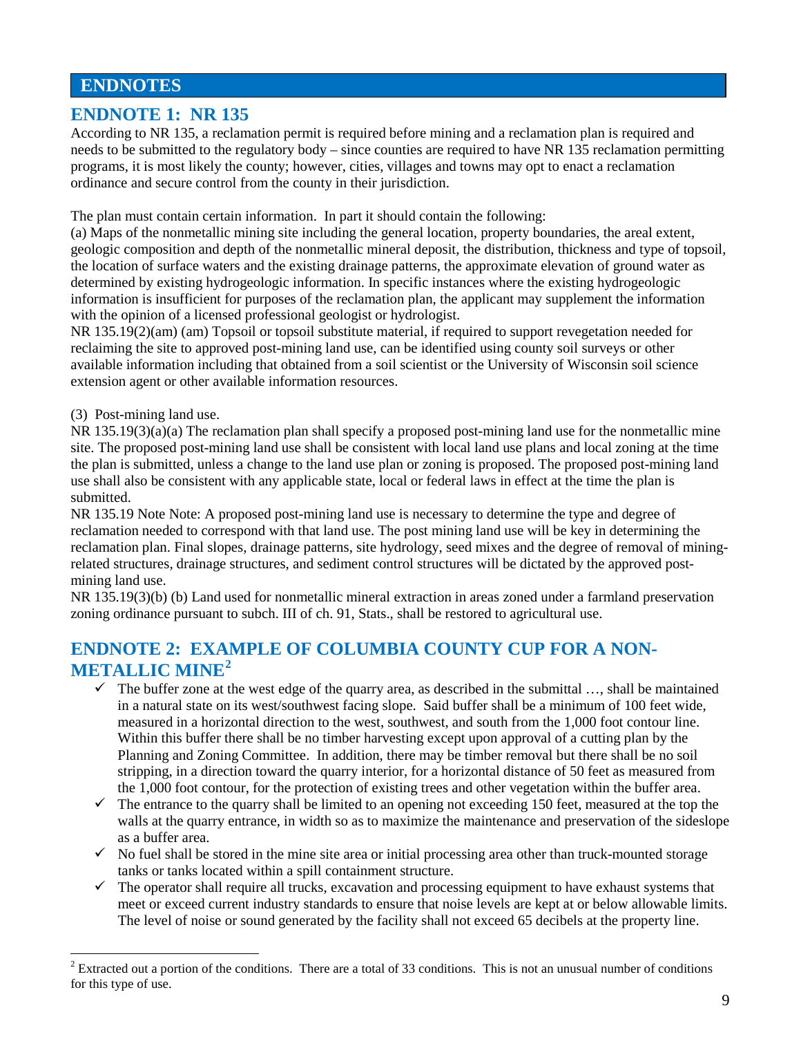# ENDNOTES

## ENDNOTE 1: NR 135

According to NR 135, a reclamation permit is required before mining and a reclamation plan is required and needs to be submitted to the regulatory body – since counties are required to have NR 135 reclamation permitting programs, it is most likely the county; however, cities, villages and towns may opt to enact a reclamation ordinance and secure control from the county in their jurisdiction.

The plan must contain certain information. In part it should contain the following:
(a) Maps of the nonmetallic mining site including the general location, property boundaries, the areal extent, geologic composition and depth of the nonmetallic mineral deposit, the distribution, thickness and type of topsoil, the location of surface waters and the existing drainage patterns, the approximate elevation of ground water as determined by existing hydrogeologic information. In specific instances where the existing hydrogeologic information is insufficient for purposes of the reclamation plan, the applicant may supplement the information with the opinion of a licensed professional geologist or hydrologist.
NR 135.19(2)(am) (am) Topsoil or topsoil substitute material, if required to support revegetation needed for reclaiming the site to approved post-mining land use, can be identified using county soil surveys or other available information including that obtained from a soil scientist or the University of Wisconsin soil science extension agent or other available information resources.

(3) Post-mining land use.
NR 135.19(3)(a)(a) The reclamation plan shall specify a proposed post-mining land use for the nonmetallic mine site. The proposed post-mining land use shall be consistent with local land use plans and local zoning at the time the plan is submitted, unless a change to the land use plan or zoning is proposed. The proposed post-mining land use shall also be consistent with any applicable state, local or federal laws in effect at the time the plan is submitted.
NR 135.19 Note Note: A proposed post-mining land use is necessary to determine the type and degree of reclamation needed to correspond with that land use. The post mining land use will be key in determining the reclamation plan. Final slopes, drainage patterns, site hydrology, seed mixes and the degree of removal of mining-related structures, drainage structures, and sediment control structures will be dictated by the approved post-mining land use.
NR 135.19(3)(b) (b) Land used for nonmetallic mineral extraction in areas zoned under a farmland preservation zoning ordinance pursuant to subch. III of ch. 91, Stats., shall be restored to agricultural use.

## ENDNOTE 2: EXAMPLE OF COLUMBIA COUNTY CUP FOR A NON-METALLIC MINE[2]

- ✓ The buffer zone at the west edge of the quarry area, as described in the submittal …, shall be maintained in a natural state on its west/southwest facing slope. Said buffer shall be a minimum of 100 feet wide, measured in a horizontal direction to the west, southwest, and south from the 1,000 foot contour line. Within this buffer there shall be no timber harvesting except upon approval of a cutting plan by the Planning and Zoning Committee. In addition, there may be timber removal but there shall be no soil stripping, in a direction toward the quarry interior, for a horizontal distance of 50 feet as measured from the 1,000 foot contour, for the protection of existing trees and other vegetation within the buffer area.
- ✓ The entrance to the quarry shall be limited to an opening not exceeding 150 feet, measured at the top the walls at the quarry entrance, in width so as to maximize the maintenance and preservation of the sideslope as a buffer area.
- ✓ No fuel shall be stored in the mine site area or initial processing area other than truck-mounted storage tanks or tanks located within a spill containment structure.
- ✓ The operator shall require all trucks, excavation and processing equipment to have exhaust systems that meet or exceed current industry standards to ensure that noise levels are kept at or below allowable limits. The level of noise or sound generated by the facility shall not exceed 65 decibels at the property line.

[2] Extracted out a portion of the conditions. There are a total of 33 conditions. This is not an unusual number of conditions for this type of use.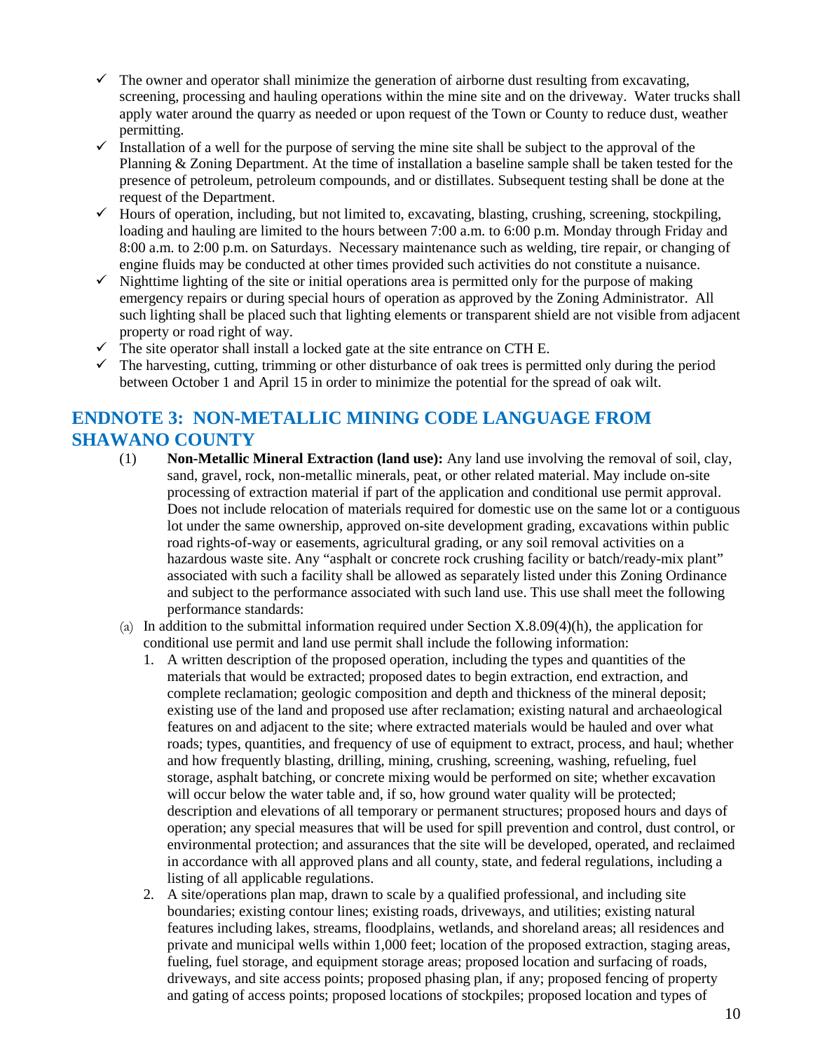- ✓ The owner and operator shall minimize the generation of airborne dust resulting from excavating, screening, processing and hauling operations within the mine site and on the driveway. Water trucks shall apply water around the quarry as needed or upon request of the Town or County to reduce dust, weather permitting.
- ✓ Installation of a well for the purpose of serving the mine site shall be subject to the approval of the Planning & Zoning Department. At the time of installation a baseline sample shall be taken tested for the presence of petroleum, petroleum compounds, and or distillates. Subsequent testing shall be done at the request of the Department.
- ✓ Hours of operation, including, but not limited to, excavating, blasting, crushing, screening, stockpiling, loading and hauling are limited to the hours between 7:00 a.m. to 6:00 p.m. Monday through Friday and 8:00 a.m. to 2:00 p.m. on Saturdays. Necessary maintenance such as welding, tire repair, or changing of engine fluids may be conducted at other times provided such activities do not constitute a nuisance.
- ✓ Nighttime lighting of the site or initial operations area is permitted only for the purpose of making emergency repairs or during special hours of operation as approved by the Zoning Administrator. All such lighting shall be placed such that lighting elements or transparent shield are not visible from adjacent property or road right of way.
- ✓ The site operator shall install a locked gate at the site entrance on CTH E.
- ✓ The harvesting, cutting, trimming or other disturbance of oak trees is permitted only during the period between October 1 and April 15 in order to minimize the potential for the spread of oak wilt.

## ENDNOTE 3: NON-METALLIC MINING CODE LANGUAGE FROM SHAWANO COUNTY

(1) **Non-Metallic Mineral Extraction (land use):** Any land use involving the removal of soil, clay, sand, gravel, rock, non-metallic minerals, peat, or other related material. May include on-site processing of extraction material if part of the application and conditional use permit approval. Does not include relocation of materials required for domestic use on the same lot or a contiguous lot under the same ownership, approved on-site development grading, excavations within public road rights-of-way or easements, agricultural grading, or any soil removal activities on a hazardous waste site. Any "asphalt or concrete rock crushing facility or batch/ready-mix plant" associated with such a facility shall be allowed as separately listed under this Zoning Ordinance and subject to the performance associated with such land use. This use shall meet the following performance standards:

(a) In addition to the submittal information required under Section X.8.09(4)(h), the application for conditional use permit and land use permit shall include the following information:

1. A written description of the proposed operation, including the types and quantities of the materials that would be extracted; proposed dates to begin extraction, end extraction, and complete reclamation; geologic composition and depth and thickness of the mineral deposit; existing use of the land and proposed use after reclamation; existing natural and archaeological features on and adjacent to the site; where extracted materials would be hauled and over what roads; types, quantities, and frequency of use of equipment to extract, process, and haul; whether and how frequently blasting, drilling, mining, crushing, screening, washing, refueling, fuel storage, asphalt batching, or concrete mixing would be performed on site; whether excavation will occur below the water table and, if so, how ground water quality will be protected; description and elevations of all temporary or permanent structures; proposed hours and days of operation; any special measures that will be used for spill prevention and control, dust control, or environmental protection; and assurances that the site will be developed, operated, and reclaimed in accordance with all approved plans and all county, state, and federal regulations, including a listing of all applicable regulations.
2. A site/operations plan map, drawn to scale by a qualified professional, and including site boundaries; existing contour lines; existing roads, driveways, and utilities; existing natural features including lakes, streams, floodplains, wetlands, and shoreland areas; all residences and private and municipal wells within 1,000 feet; location of the proposed extraction, staging areas, fueling, fuel storage, and equipment storage areas; proposed location and surfacing of roads, driveways, and site access points; proposed phasing plan, if any; proposed fencing of property and gating of access points; proposed locations of stockpiles; proposed location and types of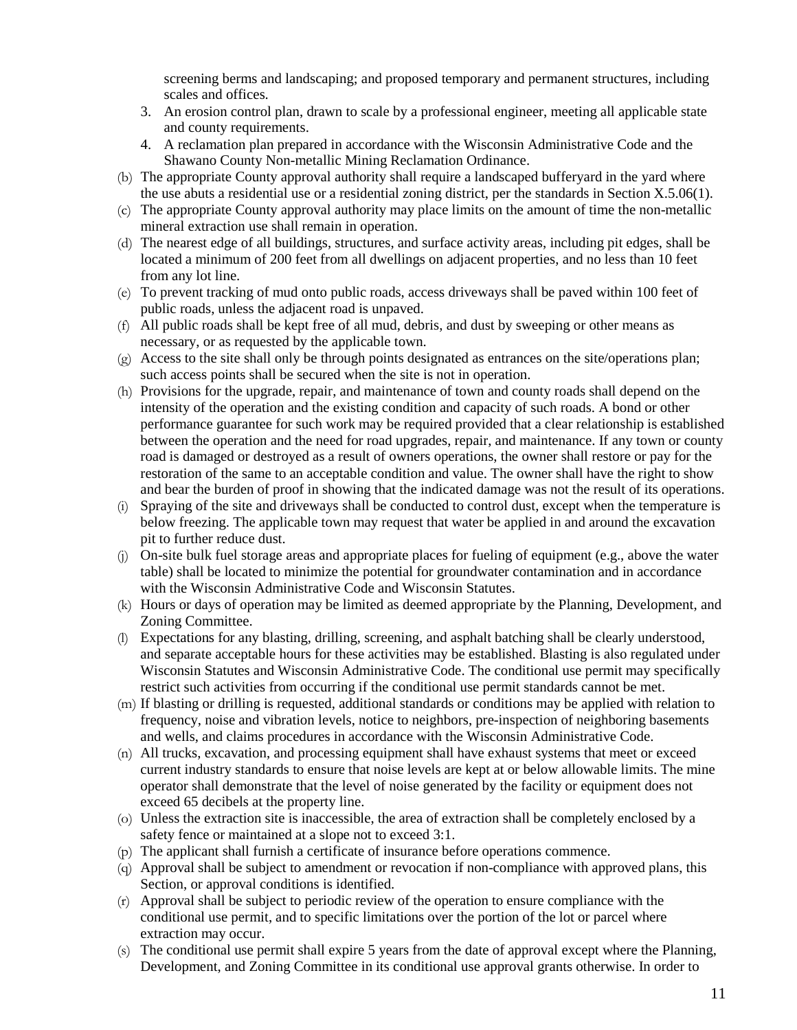screening berms and landscaping; and proposed temporary and permanent structures, including scales and offices.

3. An erosion control plan, drawn to scale by a professional engineer, meeting all applicable state and county requirements.
4. A reclamation plan prepared in accordance with the Wisconsin Administrative Code and the Shawano County Non-metallic Mining Reclamation Ordinance.

(b) The appropriate County approval authority shall require a landscaped bufferyard in the yard where the use abuts a residential use or a residential zoning district, per the standards in Section X.5.06(1).

(c) The appropriate County approval authority may place limits on the amount of time the non-metallic mineral extraction use shall remain in operation.

(d) The nearest edge of all buildings, structures, and surface activity areas, including pit edges, shall be located a minimum of 200 feet from all dwellings on adjacent properties, and no less than 10 feet from any lot line.

(e) To prevent tracking of mud onto public roads, access driveways shall be paved within 100 feet of public roads, unless the adjacent road is unpaved.

(f) All public roads shall be kept free of all mud, debris, and dust by sweeping or other means as necessary, or as requested by the applicable town.

(g) Access to the site shall only be through points designated as entrances on the site/operations plan; such access points shall be secured when the site is not in operation.

(h) Provisions for the upgrade, repair, and maintenance of town and county roads shall depend on the intensity of the operation and the existing condition and capacity of such roads. A bond or other performance guarantee for such work may be required provided that a clear relationship is established between the operation and the need for road upgrades, repair, and maintenance. If any town or county road is damaged or destroyed as a result of owners operations, the owner shall restore or pay for the restoration of the same to an acceptable condition and value. The owner shall have the right to show and bear the burden of proof in showing that the indicated damage was not the result of its operations.

(i) Spraying of the site and driveways shall be conducted to control dust, except when the temperature is below freezing. The applicable town may request that water be applied in and around the excavation pit to further reduce dust.

(j) On-site bulk fuel storage areas and appropriate places for fueling of equipment (e.g., above the water table) shall be located to minimize the potential for groundwater contamination and in accordance with the Wisconsin Administrative Code and Wisconsin Statutes.

(k) Hours or days of operation may be limited as deemed appropriate by the Planning, Development, and Zoning Committee.

(l) Expectations for any blasting, drilling, screening, and asphalt batching shall be clearly understood, and separate acceptable hours for these activities may be established. Blasting is also regulated under Wisconsin Statutes and Wisconsin Administrative Code. The conditional use permit may specifically restrict such activities from occurring if the conditional use permit standards cannot be met.

(m) If blasting or drilling is requested, additional standards or conditions may be applied with relation to frequency, noise and vibration levels, notice to neighbors, pre-inspection of neighboring basements and wells, and claims procedures in accordance with the Wisconsin Administrative Code.

(n) All trucks, excavation, and processing equipment shall have exhaust systems that meet or exceed current industry standards to ensure that noise levels are kept at or below allowable limits. The mine operator shall demonstrate that the level of noise generated by the facility or equipment does not exceed 65 decibels at the property line.

(o) Unless the extraction site is inaccessible, the area of extraction shall be completely enclosed by a safety fence or maintained at a slope not to exceed 3:1.

(p) The applicant shall furnish a certificate of insurance before operations commence.

(q) Approval shall be subject to amendment or revocation if non-compliance with approved plans, this Section, or approval conditions is identified.

(r) Approval shall be subject to periodic review of the operation to ensure compliance with the conditional use permit, and to specific limitations over the portion of the lot or parcel where extraction may occur.

(s) The conditional use permit shall expire 5 years from the date of approval except where the Planning, Development, and Zoning Committee in its conditional use approval grants otherwise. In order to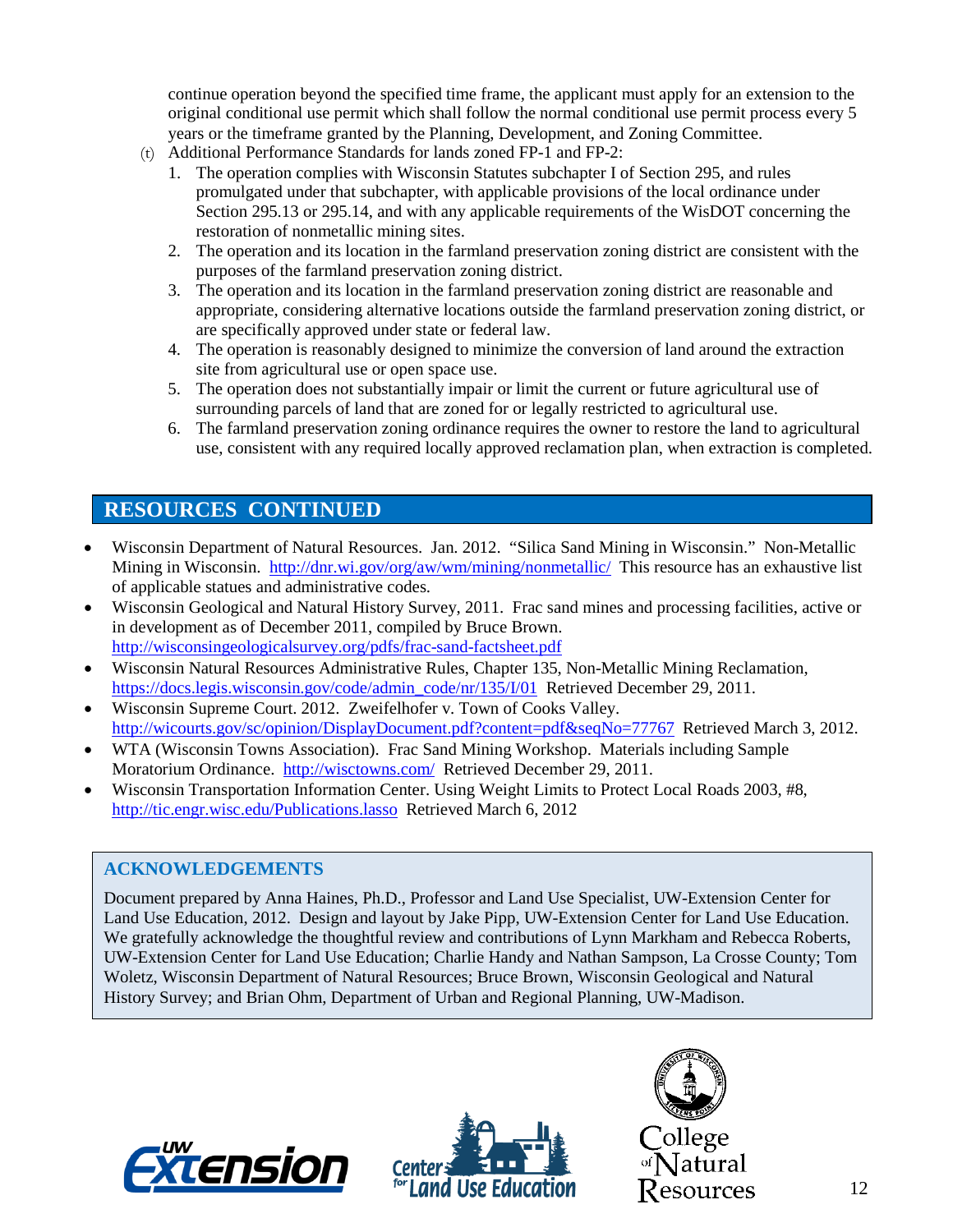continue operation beyond the specified time frame, the applicant must apply for an extension to the original conditional use permit which shall follow the normal conditional use permit process every 5 years or the timeframe granted by the Planning, Development, and Zoning Committee.

(t) Additional Performance Standards for lands zoned FP-1 and FP-2:

1. The operation complies with Wisconsin Statutes subchapter I of Section 295, and rules promulgated under that subchapter, with applicable provisions of the local ordinance under Section 295.13 or 295.14, and with any applicable requirements of the WisDOT concerning the restoration of nonmetallic mining sites.
2. The operation and its location in the farmland preservation zoning district are consistent with the purposes of the farmland preservation zoning district.
3. The operation and its location in the farmland preservation zoning district are reasonable and appropriate, considering alternative locations outside the farmland preservation zoning district, or are specifically approved under state or federal law.
4. The operation is reasonably designed to minimize the conversion of land around the extraction site from agricultural use or open space use.
5. The operation does not substantially impair or limit the current or future agricultural use of surrounding parcels of land that are zoned for or legally restricted to agricultural use.
6. The farmland preservation zoning ordinance requires the owner to restore the land to agricultural use, consistent with any required locally approved reclamation plan, when extraction is completed.

## RESOURCES CONTINUED

- Wisconsin Department of Natural Resources. Jan. 2012. "Silica Sand Mining in Wisconsin." Non-Metallic Mining in Wisconsin. http://dnr.wi.gov/org/aw/wm/mining/nonmetallic/ This resource has an exhaustive list of applicable statues and administrative codes.
- Wisconsin Geological and Natural History Survey, 2011. Frac sand mines and processing facilities, active or in development as of December 2011, compiled by Bruce Brown. http://wisconsingeologicalsurvey.org/pdfs/frac-sand-factsheet.pdf
- Wisconsin Natural Resources Administrative Rules, Chapter 135, Non-Metallic Mining Reclamation, https://docs.legis.wisconsin.gov/code/admin_code/nr/135/I/01 Retrieved December 29, 2011.
- Wisconsin Supreme Court. 2012. Zweifelhofer v. Town of Cooks Valley. http://wicourts.gov/sc/opinion/DisplayDocument.pdf?content=pdf&seqNo=77767 Retrieved March 3, 2012.
- WTA (Wisconsin Towns Association). Frac Sand Mining Workshop. Materials including Sample Moratorium Ordinance. http://wisctowns.com/ Retrieved December 29, 2011.
- Wisconsin Transportation Information Center. Using Weight Limits to Protect Local Roads 2003, #8, http://tic.engr.wisc.edu/Publications.lasso Retrieved March 6, 2012

### ACKNOWLEDGEMENTS

Document prepared by Anna Haines, Ph.D., Professor and Land Use Specialist, UW-Extension Center for Land Use Education, 2012. Design and layout by Jake Pipp, UW-Extension Center for Land Use Education. We gratefully acknowledge the thoughtful review and contributions of Lynn Markham and Rebecca Roberts, UW-Extension Center for Land Use Education; Charlie Handy and Nathan Sampson, La Crosse County; Tom Woletz, Wisconsin Department of Natural Resources; Bruce Brown, Wisconsin Geological and Natural History Survey; and Brian Ohm, Department of Urban and Regional Planning, UW-Madison.